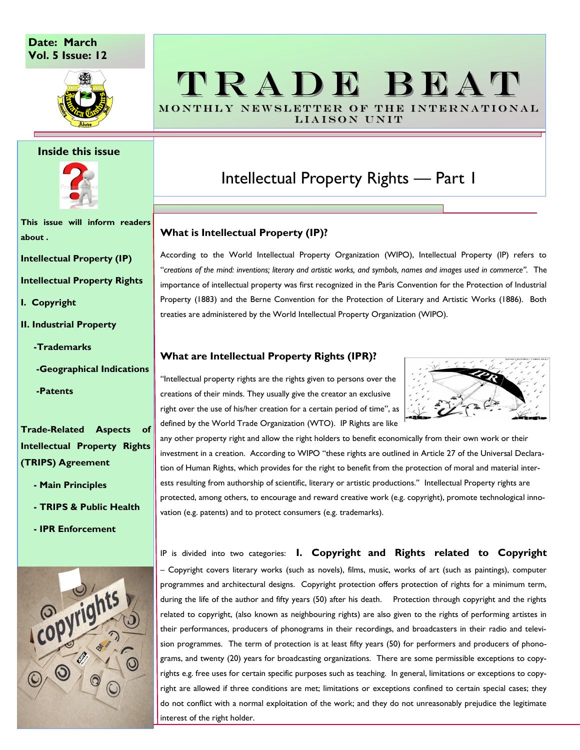Date: March
Vol. 5 Issue: 12

# TRADE BEAT

MONTHLY NEWSLETTER OF THE INTERNATIONAL LIAISON UNIT

**Inside this issue**

**This issue will inform readers about .**

**Intellectual Property (IP)**

**Intellectual Property Rights**

**I. Copyright**

**II. Industrial Property**

- **Trademarks**
- **Geographical Indications**
- **Patents**

**Trade-Related Aspects of Intellectual Property Rights (TRIPS) Agreement**

- **Main Principles**
- **TRIPS & Public Health**
- **IPR Enforcement**

## Intellectual Property Rights — Part 1

### What is Intellectual Property (IP)?

According to the World Intellectual Property Organization (WIPO), Intellectual Property (IP) refers to "*creations of the mind: inventions; literary and artistic works, and symbols, names and images used in commerce".* The importance of intellectual property was first recognized in the Paris Convention for the Protection of Industrial Property (1883) and the Berne Convention for the Protection of Literary and Artistic Works (1886). Both treaties are administered by the World Intellectual Property Organization (WIPO).

### What are Intellectual Property Rights (IPR)?

"Intellectual property rights are the rights given to persons over the creations of their minds. They usually give the creator an exclusive right over the use of his/her creation for a certain period of time", as defined by the World Trade Organization (WTO). IP Rights are like any other property right and allow the right holders to benefit economically from their own work or their investment in a creation. According to WIPO "these rights are outlined in Article 27 of the Universal Declaration of Human Rights, which provides for the right to benefit from the protection of moral and material interests resulting from authorship of scientific, literary or artistic productions." Intellectual Property rights are protected, among others, to encourage and reward creative work (e.g. copyright), promote technological innovation (e.g. patents) and to protect consumers (e.g. trademarks).

IP is divided into two categories: **I. Copyright and Rights related to Copyright** – Copyright covers literary works (such as novels), films, music, works of art (such as paintings), computer programmes and architectural designs. Copyright protection offers protection of rights for a minimum term, during the life of the author and fifty years (50) after his death. Protection through copyright and the rights related to copyright, (also known as neighbouring rights) are also given to the rights of performing artistes in their performances, producers of phonograms in their recordings, and broadcasters in their radio and television programmes. The term of protection is at least fifty years (50) for performers and producers of phonograms, and twenty (20) years for broadcasting organizations. There are some permissible exceptions to copyrights e.g. free uses for certain specific purposes such as teaching. In general, limitations or exceptions to copyright are allowed if three conditions are met; limitations or exceptions confined to certain special cases; they do not conflict with a normal exploitation of the work; and they do not unreasonably prejudice the legitimate interest of the right holder.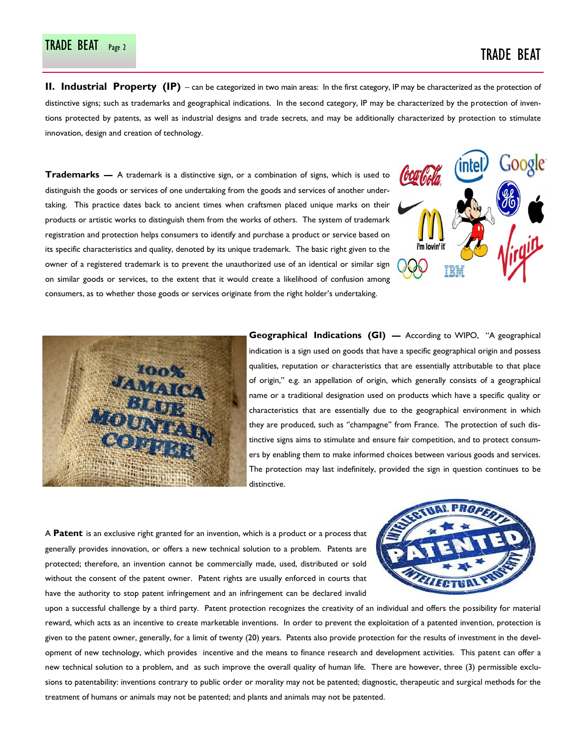**II. Industrial Property (IP)** – can be categorized in two main areas: In the first category, IP may be characterized as the protection of distinctive signs; such as trademarks and geographical indications. In the second category, IP may be characterized by the protection of inventions protected by patents, as well as industrial designs and trade secrets, and may be additionally characterized by protection to stimulate innovation, design and creation of technology.

**Trademarks —** A trademark is a distinctive sign, or a combination of signs, which is used to distinguish the goods or services of one undertaking from the goods and services of another undertaking. This practice dates back to ancient times when craftsmen placed unique marks on their products or artistic works to distinguish them from the works of others. The system of trademark registration and protection helps consumers to identify and purchase a product or service based on its specific characteristics and quality, denoted by its unique trademark. The basic right given to the owner of a registered trademark is to prevent the unauthorized use of an identical or similar sign on similar goods or services, to the extent that it would create a likelihood of confusion among consumers, as to whether those goods or services originate from the right holder's undertaking.

**Geographical Indications (GI) —** According to WIPO, "A geographical indication is a sign used on goods that have a specific geographical origin and possess qualities, reputation or characteristics that are essentially attributable to that place of origin," e.g. an appellation of origin, which generally consists of a geographical name or a traditional designation used on products which have a specific quality or characteristics that are essentially due to the geographical environment in which they are produced, such as "champagne" from France. The protection of such distinctive signs aims to stimulate and ensure fair competition, and to protect consumers by enabling them to make informed choices between various goods and services. The protection may last indefinitely, provided the sign in question continues to be distinctive.

A **Patent** is an exclusive right granted for an invention, which is a product or a process that generally provides innovation, or offers a new technical solution to a problem. Patents are protected; therefore, an invention cannot be commercially made, used, distributed or sold without the consent of the patent owner. Patent rights are usually enforced in courts that have the authority to stop patent infringement and an infringement can be declared invalid upon a successful challenge by a third party. Patent protection recognizes the creativity of an individual and offers the possibility for material reward, which acts as an incentive to create marketable inventions. In order to prevent the exploitation of a patented invention, protection is given to the patent owner, generally, for a limit of twenty (20) years. Patents also provide protection for the results of investment in the development of new technology, which provides incentive and the means to finance research and development activities. This patent can offer a new technical solution to a problem, and as such improve the overall quality of human life. There are however, three (3) permissible exclusions to patentability: inventions contrary to public order or morality may not be patented; diagnostic, therapeutic and surgical methods for the treatment of humans or animals may not be patented; and plants and animals may not be patented.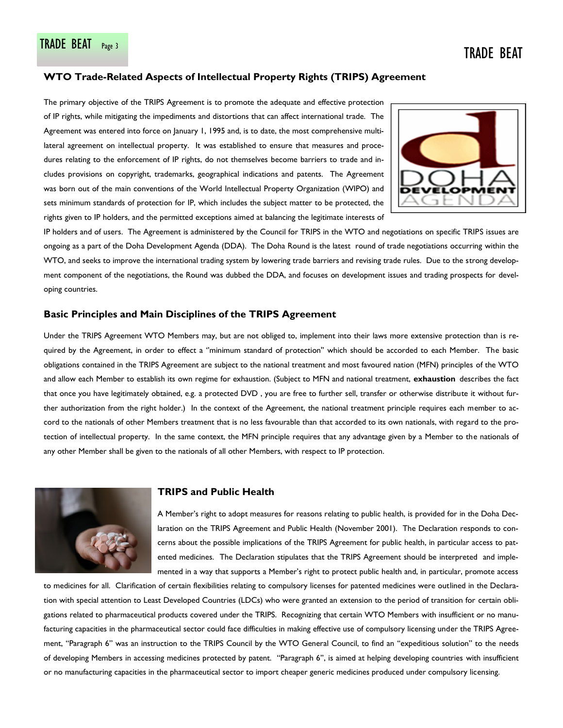## WTO Trade-Related Aspects of Intellectual Property Rights (TRIPS) Agreement

The primary objective of the TRIPS Agreement is to promote the adequate and effective protection of IP rights, while mitigating the impediments and distortions that can affect international trade. The Agreement was entered into force on January 1, 1995 and, is to date, the most comprehensive multilateral agreement on intellectual property. It was established to ensure that measures and procedures relating to the enforcement of IP rights, do not themselves become barriers to trade and includes provisions on copyright, trademarks, geographical indications and patents. The Agreement was born out of the main conventions of the World Intellectual Property Organization (WIPO) and sets minimum standards of protection for IP, which includes the subject matter to be protected, the rights given to IP holders, and the permitted exceptions aimed at balancing the legitimate interests of IP holders and of users. The Agreement is administered by the Council for TRIPS in the WTO and negotiations on specific TRIPS issues are ongoing as a part of the Doha Development Agenda (DDA). The Doha Round is the latest round of trade negotiations occurring within the WTO, and seeks to improve the international trading system by lowering trade barriers and revising trade rules. Due to the strong development component of the negotiations, the Round was dubbed the DDA, and focuses on development issues and trading prospects for developing countries.

## Basic Principles and Main Disciplines of the TRIPS Agreement

Under the TRIPS Agreement WTO Members may, but are not obliged to, implement into their laws more extensive protection than is required by the Agreement, in order to effect a "minimum standard of protection" which should be accorded to each Member. The basic obligations contained in the TRIPS Agreement are subject to the national treatment and most favoured nation (MFN) principles of the WTO and allow each Member to establish its own regime for exhaustion. (Subject to MFN and national treatment, **exhaustion** describes the fact that once you have legitimately obtained, e.g. a protected DVD , you are free to further sell, transfer or otherwise distribute it without further authorization from the right holder.) In the context of the Agreement, the national treatment principle requires each member to accord to the nationals of other Members treatment that is no less favourable than that accorded to its own nationals, with regard to the protection of intellectual property. In the same context, the MFN principle requires that any advantage given by a Member to the nationals of any other Member shall be given to the nationals of all other Members, with respect to IP protection.

## TRIPS and Public Health

A Member's right to adopt measures for reasons relating to public health, is provided for in the Doha Declaration on the TRIPS Agreement and Public Health (November 2001). The Declaration responds to concerns about the possible implications of the TRIPS Agreement for public health, in particular access to patented medicines. The Declaration stipulates that the TRIPS Agreement should be interpreted and implemented in a way that supports a Member's right to protect public health and, in particular, promote access to medicines for all. Clarification of certain flexibilities relating to compulsory licenses for patented medicines were outlined in the Declaration with special attention to Least Developed Countries (LDCs) who were granted an extension to the period of transition for certain obligations related to pharmaceutical products covered under the TRIPS. Recognizing that certain WTO Members with insufficient or no manufacturing capacities in the pharmaceutical sector could face difficulties in making effective use of compulsory licensing under the TRIPS Agreement, "Paragraph 6" was an instruction to the TRIPS Council by the WTO General Council, to find an "expeditious solution" to the needs of developing Members in accessing medicines protected by patent. "Paragraph 6", is aimed at helping developing countries with insufficient or no manufacturing capacities in the pharmaceutical sector to import cheaper generic medicines produced under compulsory licensing.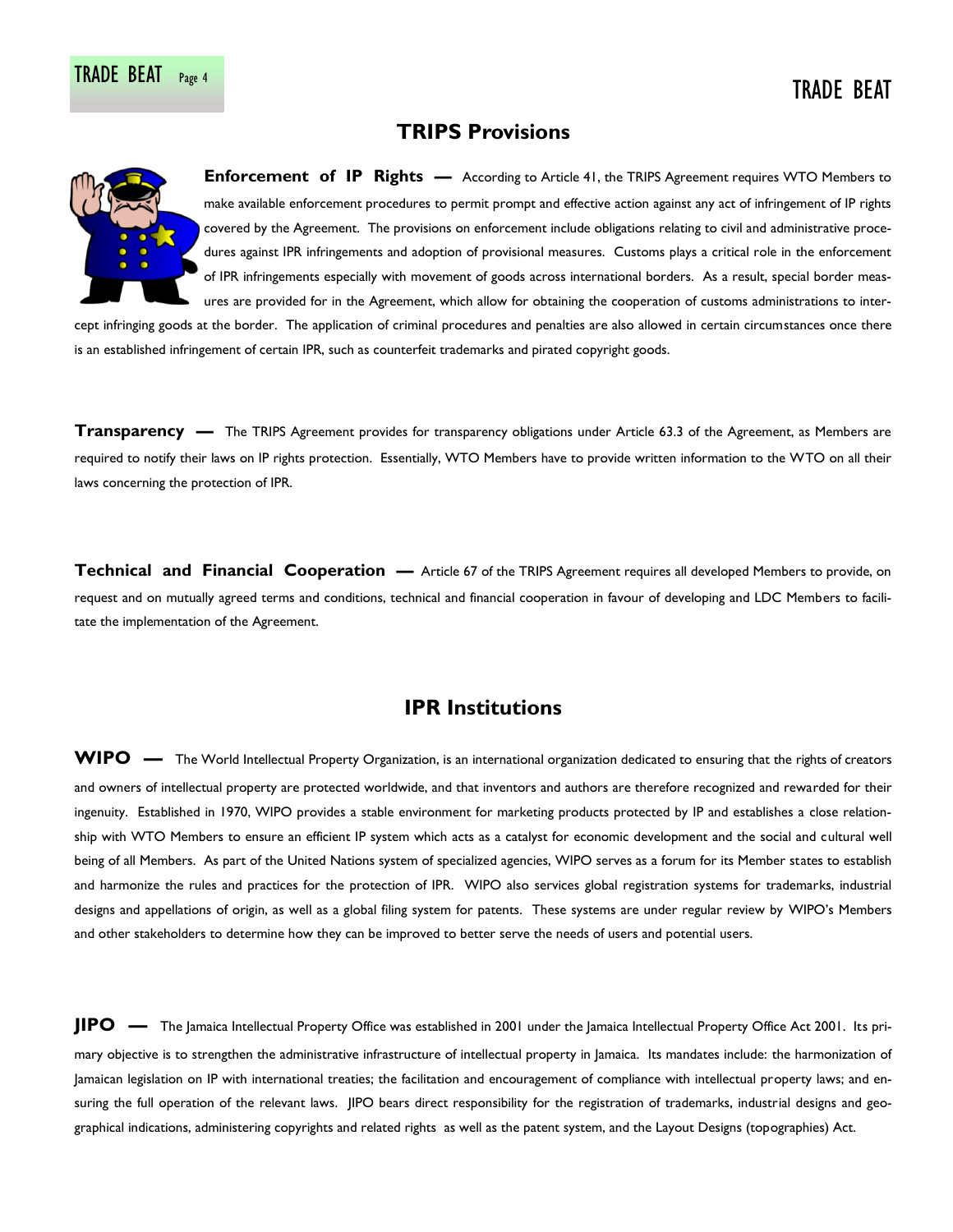## TRIPS Provisions

**Enforcement of IP Rights —** According to Article 41, the TRIPS Agreement requires WTO Members to make available enforcement procedures to permit prompt and effective action against any act of infringement of IP rights covered by the Agreement. The provisions on enforcement include obligations relating to civil and administrative procedures against IPR infringements and adoption of provisional measures. Customs plays a critical role in the enforcement of IPR infringements especially with movement of goods across international borders. As a result, special border measures are provided for in the Agreement, which allow for obtaining the cooperation of customs administrations to intercept infringing goods at the border. The application of criminal procedures and penalties are also allowed in certain circumstances once there is an established infringement of certain IPR, such as counterfeit trademarks and pirated copyright goods.

**Transparency —** The TRIPS Agreement provides for transparency obligations under Article 63.3 of the Agreement, as Members are required to notify their laws on IP rights protection. Essentially, WTO Members have to provide written information to the WTO on all their laws concerning the protection of IPR.

**Technical and Financial Cooperation —** Article 67 of the TRIPS Agreement requires all developed Members to provide, on request and on mutually agreed terms and conditions, technical and financial cooperation in favour of developing and LDC Members to facilitate the implementation of the Agreement.

## IPR Institutions

**WIPO —** The World Intellectual Property Organization, is an international organization dedicated to ensuring that the rights of creators and owners of intellectual property are protected worldwide, and that inventors and authors are therefore recognized and rewarded for their ingenuity. Established in 1970, WIPO provides a stable environment for marketing products protected by IP and establishes a close relationship with WTO Members to ensure an efficient IP system which acts as a catalyst for economic development and the social and cultural well being of all Members. As part of the United Nations system of specialized agencies, WIPO serves as a forum for its Member states to establish and harmonize the rules and practices for the protection of IPR. WIPO also services global registration systems for trademarks, industrial designs and appellations of origin, as well as a global filing system for patents. These systems are under regular review by WIPO's Members and other stakeholders to determine how they can be improved to better serve the needs of users and potential users.

**JIPO —** The Jamaica Intellectual Property Office was established in 2001 under the Jamaica Intellectual Property Office Act 2001. Its primary objective is to strengthen the administrative infrastructure of intellectual property in Jamaica. Its mandates include: the harmonization of Jamaican legislation on IP with international treaties; the facilitation and encouragement of compliance with intellectual property laws; and ensuring the full operation of the relevant laws. JIPO bears direct responsibility for the registration of trademarks, industrial designs and geographical indications, administering copyrights and related rights as well as the patent system, and the Layout Designs (topographies) Act.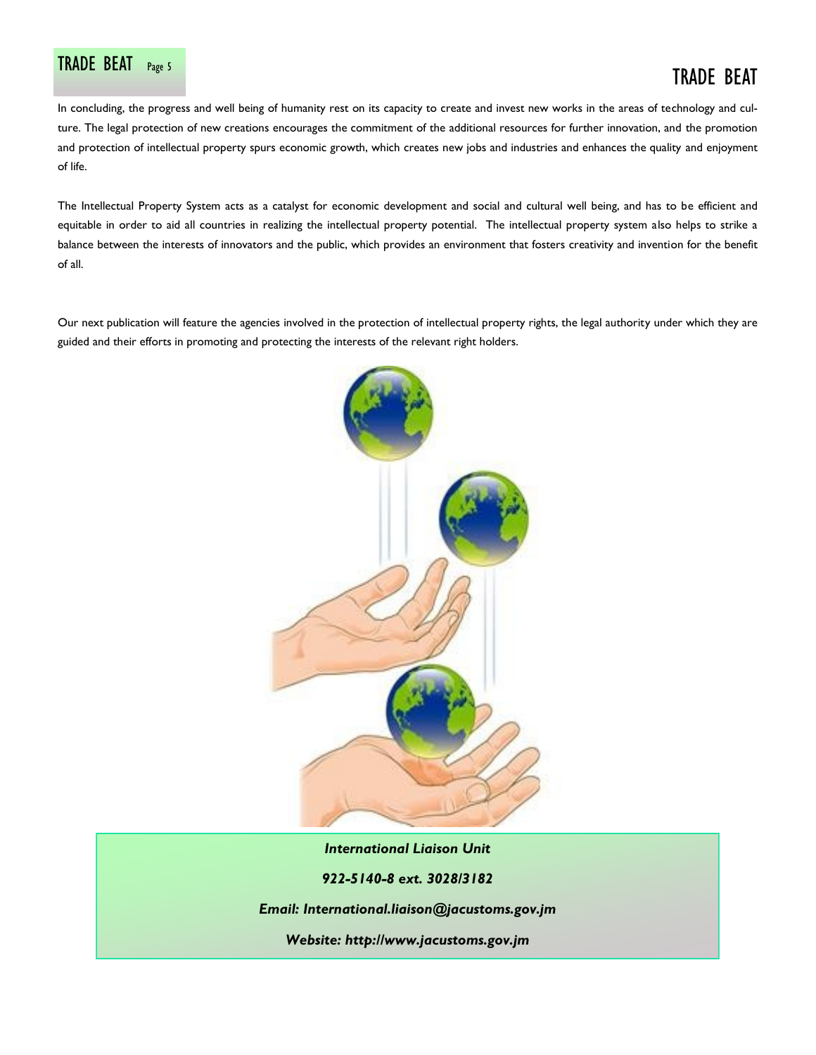In concluding, the progress and well being of humanity rest on its capacity to create and invest new works in the areas of technology and culture. The legal protection of new creations encourages the commitment of the additional resources for further innovation, and the promotion and protection of intellectual property spurs economic growth, which creates new jobs and industries and enhances the quality and enjoyment of life.

The Intellectual Property System acts as a catalyst for economic development and social and cultural well being, and has to be efficient and equitable in order to aid all countries in realizing the intellectual property potential. The intellectual property system also helps to strike a balance between the interests of innovators and the public, which provides an environment that fosters creativity and invention for the benefit of all.

Our next publication will feature the agencies involved in the protection of intellectual property rights, the legal authority under which they are guided and their efforts in promoting and protecting the interests of the relevant right holders.

***International Liaison Unit***

***922-5140-8 ext. 3028/3182***

***Email: International.liaison@jacustoms.gov.jm***

***Website: http://www.jacustoms.gov.jm***